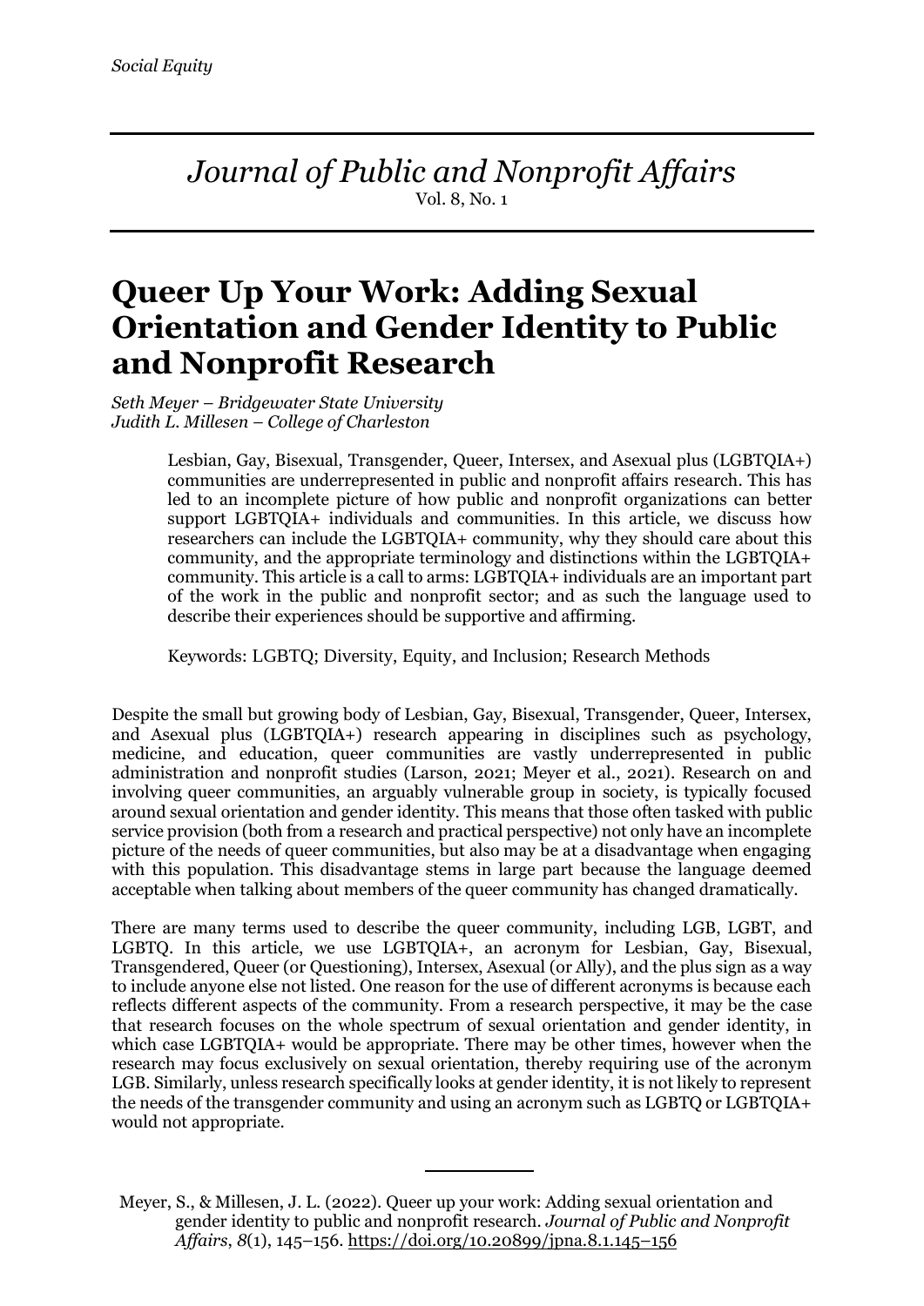*Social Equity*

*Journal of Public and Nonprofit Affairs*
Vol. 8, No. 1

# Queer Up Your Work: Adding Sexual Orientation and Gender Identity to Public and Nonprofit Research

*Seth Meyer – Bridgewater State University*
*Judith L. Millesen – College of Charleston*

Lesbian, Gay, Bisexual, Transgender, Queer, Intersex, and Asexual plus (LGBTQIA+) communities are underrepresented in public and nonprofit affairs research. This has led to an incomplete picture of how public and nonprofit organizations can better support LGBTQIA+ individuals and communities. In this article, we discuss how researchers can include the LGBTQIA+ community, why they should care about this community, and the appropriate terminology and distinctions within the LGBTQIA+ community. This article is a call to arms: LGBTQIA+ individuals are an important part of the work in the public and nonprofit sector; and as such the language used to describe their experiences should be supportive and affirming.

Keywords: LGBTQ; Diversity, Equity, and Inclusion; Research Methods

Despite the small but growing body of Lesbian, Gay, Bisexual, Transgender, Queer, Intersex, and Asexual plus (LGBTQIA+) research appearing in disciplines such as psychology, medicine, and education, queer communities are vastly underrepresented in public administration and nonprofit studies (Larson, 2021; Meyer et al., 2021). Research on and involving queer communities, an arguably vulnerable group in society, is typically focused around sexual orientation and gender identity. This means that those often tasked with public service provision (both from a research and practical perspective) not only have an incomplete picture of the needs of queer communities, but also may be at a disadvantage when engaging with this population. This disadvantage stems in large part because the language deemed acceptable when talking about members of the queer community has changed dramatically.

There are many terms used to describe the queer community, including LGB, LGBT, and LGBTQ. In this article, we use LGBTQIA+, an acronym for Lesbian, Gay, Bisexual, Transgendered, Queer (or Questioning), Intersex, Asexual (or Ally), and the plus sign as a way to include anyone else not listed. One reason for the use of different acronyms is because each reflects different aspects of the community. From a research perspective, it may be the case that research focuses on the whole spectrum of sexual orientation and gender identity, in which case LGBTQIA+ would be appropriate. There may be other times, however when the research may focus exclusively on sexual orientation, thereby requiring use of the acronym LGB. Similarly, unless research specifically looks at gender identity, it is not likely to represent the needs of the transgender community and using an acronym such as LGBTQ or LGBTQIA+ would not appropriate.

---

Meyer, S., & Millesen, J. L. (2022). Queer up your work: Adding sexual orientation and gender identity to public and nonprofit research. *Journal of Public and Nonprofit Affairs*, *8*(1), 145–156. https://doi.org/10.20899/jpna.8.1.145–156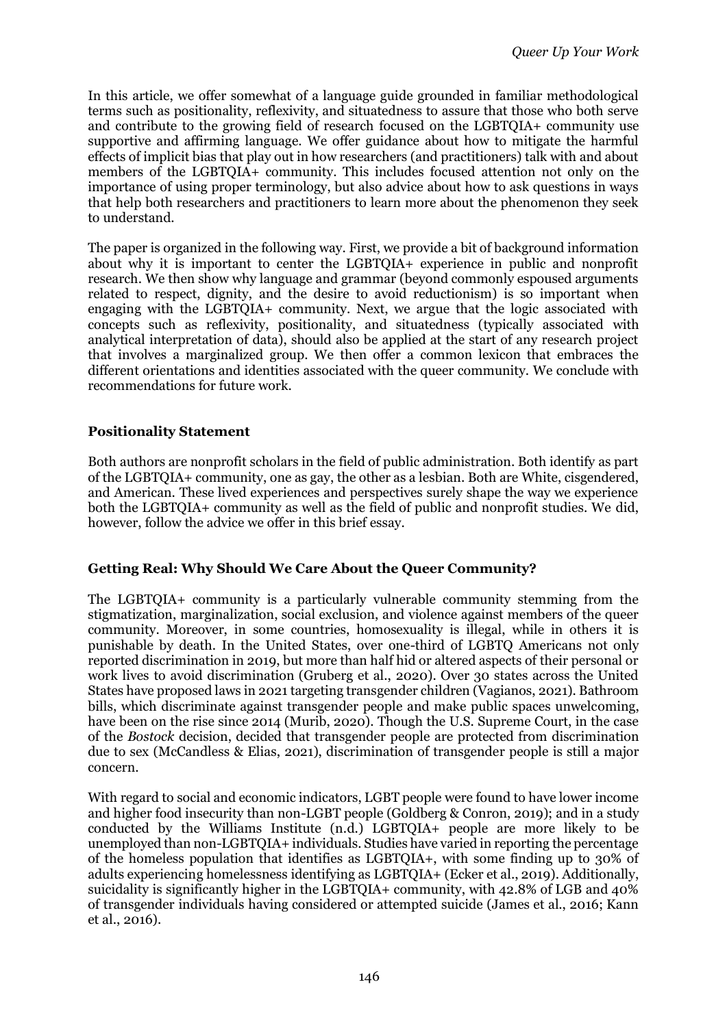In this article, we offer somewhat of a language guide grounded in familiar methodological terms such as positionality, reflexivity, and situatedness to assure that those who both serve and contribute to the growing field of research focused on the LGBTQIA+ community use supportive and affirming language. We offer guidance about how to mitigate the harmful effects of implicit bias that play out in how researchers (and practitioners) talk with and about members of the LGBTQIA+ community. This includes focused attention not only on the importance of using proper terminology, but also advice about how to ask questions in ways that help both researchers and practitioners to learn more about the phenomenon they seek to understand.

The paper is organized in the following way. First, we provide a bit of background information about why it is important to center the LGBTQIA+ experience in public and nonprofit research. We then show why language and grammar (beyond commonly espoused arguments related to respect, dignity, and the desire to avoid reductionism) is so important when engaging with the LGBTQIA+ community. Next, we argue that the logic associated with concepts such as reflexivity, positionality, and situatedness (typically associated with analytical interpretation of data), should also be applied at the start of any research project that involves a marginalized group. We then offer a common lexicon that embraces the different orientations and identities associated with the queer community. We conclude with recommendations for future work.

## Positionality Statement

Both authors are nonprofit scholars in the field of public administration. Both identify as part of the LGBTQIA+ community, one as gay, the other as a lesbian. Both are White, cisgendered, and American. These lived experiences and perspectives surely shape the way we experience both the LGBTQIA+ community as well as the field of public and nonprofit studies. We did, however, follow the advice we offer in this brief essay.

## Getting Real: Why Should We Care About the Queer Community?

The LGBTQIA+ community is a particularly vulnerable community stemming from the stigmatization, marginalization, social exclusion, and violence against members of the queer community. Moreover, in some countries, homosexuality is illegal, while in others it is punishable by death. In the United States, over one-third of LGBTQ Americans not only reported discrimination in 2019, but more than half hid or altered aspects of their personal or work lives to avoid discrimination (Gruberg et al., 2020). Over 30 states across the United States have proposed laws in 2021 targeting transgender children (Vagianos, 2021). Bathroom bills, which discriminate against transgender people and make public spaces unwelcoming, have been on the rise since 2014 (Murib, 2020). Though the U.S. Supreme Court, in the case of the *Bostock* decision, decided that transgender people are protected from discrimination due to sex (McCandless & Elias, 2021), discrimination of transgender people is still a major concern.

With regard to social and economic indicators, LGBT people were found to have lower income and higher food insecurity than non-LGBT people (Goldberg & Conron, 2019); and in a study conducted by the Williams Institute (n.d.) LGBTQIA+ people are more likely to be unemployed than non-LGBTQIA+ individuals. Studies have varied in reporting the percentage of the homeless population that identifies as LGBTQIA+, with some finding up to 30% of adults experiencing homelessness identifying as LGBTQIA+ (Ecker et al., 2019). Additionally, suicidality is significantly higher in the LGBTQIA+ community, with 42.8% of LGB and 40% of transgender individuals having considered or attempted suicide (James et al., 2016; Kann et al., 2016).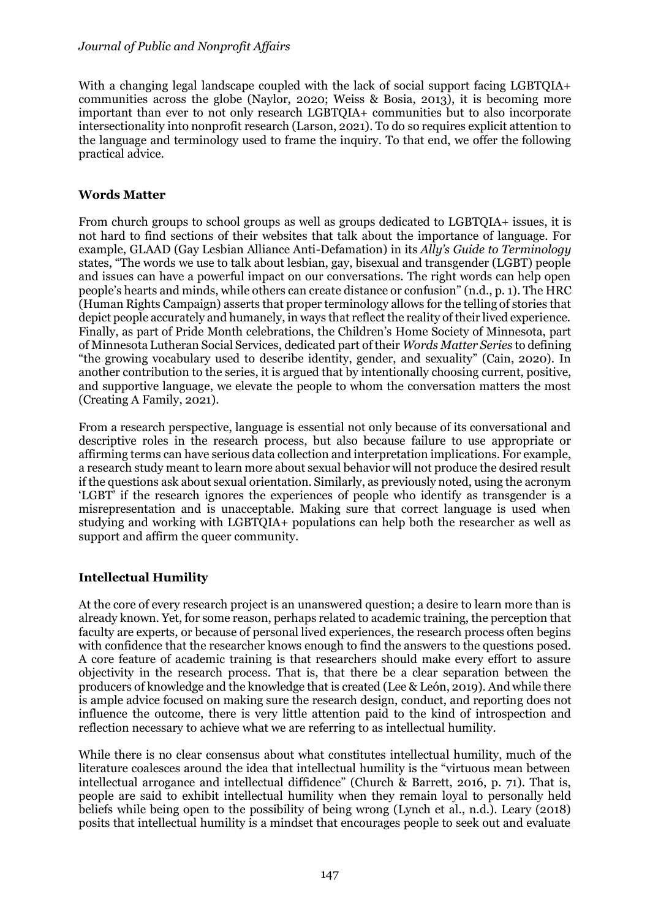With a changing legal landscape coupled with the lack of social support facing LGBTQIA+ communities across the globe (Naylor, 2020; Weiss & Bosia, 2013), it is becoming more important than ever to not only research LGBTQIA+ communities but to also incorporate intersectionality into nonprofit research (Larson, 2021). To do so requires explicit attention to the language and terminology used to frame the inquiry. To that end, we offer the following practical advice.

## Words Matter

From church groups to school groups as well as groups dedicated to LGBTQIA+ issues, it is not hard to find sections of their websites that talk about the importance of language. For example, GLAAD (Gay Lesbian Alliance Anti-Defamation) in its *Ally's Guide to Terminology* states, "The words we use to talk about lesbian, gay, bisexual and transgender (LGBT) people and issues can have a powerful impact on our conversations. The right words can help open people's hearts and minds, while others can create distance or confusion" (n.d., p. 1). The HRC (Human Rights Campaign) asserts that proper terminology allows for the telling of stories that depict people accurately and humanely, in ways that reflect the reality of their lived experience. Finally, as part of Pride Month celebrations, the Children's Home Society of Minnesota, part of Minnesota Lutheran Social Services, dedicated part of their *Words Matter Series* to defining "the growing vocabulary used to describe identity, gender, and sexuality" (Cain, 2020). In another contribution to the series, it is argued that by intentionally choosing current, positive, and supportive language, we elevate the people to whom the conversation matters the most (Creating A Family, 2021).

From a research perspective, language is essential not only because of its conversational and descriptive roles in the research process, but also because failure to use appropriate or affirming terms can have serious data collection and interpretation implications. For example, a research study meant to learn more about sexual behavior will not produce the desired result if the questions ask about sexual orientation. Similarly, as previously noted, using the acronym 'LGBT' if the research ignores the experiences of people who identify as transgender is a misrepresentation and is unacceptable. Making sure that correct language is used when studying and working with LGBTQIA+ populations can help both the researcher as well as support and affirm the queer community.

## Intellectual Humility

At the core of every research project is an unanswered question; a desire to learn more than is already known. Yet, for some reason, perhaps related to academic training, the perception that faculty are experts, or because of personal lived experiences, the research process often begins with confidence that the researcher knows enough to find the answers to the questions posed. A core feature of academic training is that researchers should make every effort to assure objectivity in the research process. That is, that there be a clear separation between the producers of knowledge and the knowledge that is created (Lee & León, 2019). And while there is ample advice focused on making sure the research design, conduct, and reporting does not influence the outcome, there is very little attention paid to the kind of introspection and reflection necessary to achieve what we are referring to as intellectual humility.

While there is no clear consensus about what constitutes intellectual humility, much of the literature coalesces around the idea that intellectual humility is the "virtuous mean between intellectual arrogance and intellectual diffidence" (Church & Barrett, 2016, p. 71). That is, people are said to exhibit intellectual humility when they remain loyal to personally held beliefs while being open to the possibility of being wrong (Lynch et al., n.d.). Leary (2018) posits that intellectual humility is a mindset that encourages people to seek out and evaluate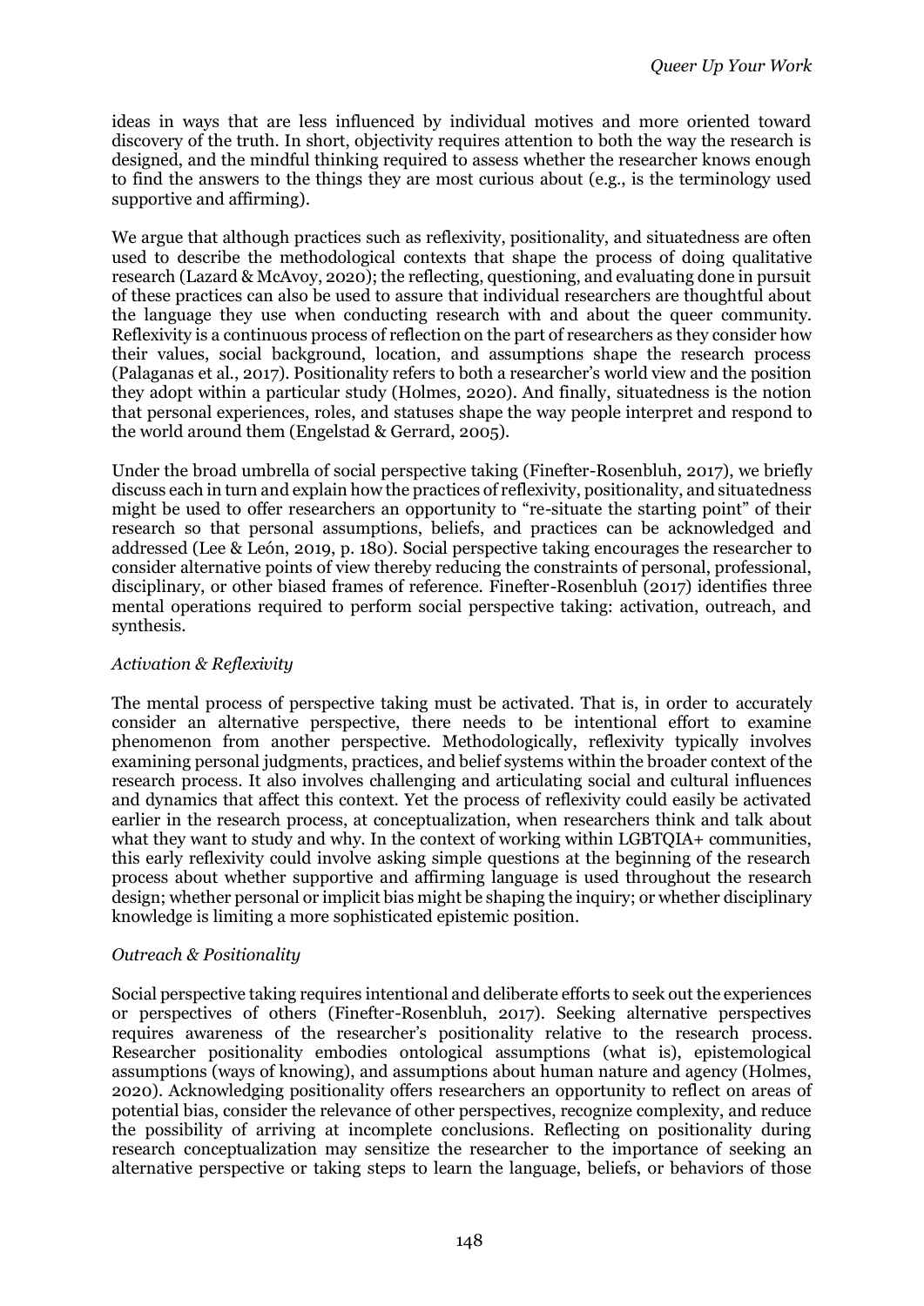ideas in ways that are less influenced by individual motives and more oriented toward discovery of the truth. In short, objectivity requires attention to both the way the research is designed, and the mindful thinking required to assess whether the researcher knows enough to find the answers to the things they are most curious about (e.g., is the terminology used supportive and affirming).

We argue that although practices such as reflexivity, positionality, and situatedness are often used to describe the methodological contexts that shape the process of doing qualitative research (Lazard & McAvoy, 2020); the reflecting, questioning, and evaluating done in pursuit of these practices can also be used to assure that individual researchers are thoughtful about the language they use when conducting research with and about the queer community. Reflexivity is a continuous process of reflection on the part of researchers as they consider how their values, social background, location, and assumptions shape the research process (Palaganas et al., 2017). Positionality refers to both a researcher's world view and the position they adopt within a particular study (Holmes, 2020). And finally, situatedness is the notion that personal experiences, roles, and statuses shape the way people interpret and respond to the world around them (Engelstad & Gerrard, 2005).

Under the broad umbrella of social perspective taking (Finefter-Rosenbluh, 2017), we briefly discuss each in turn and explain how the practices of reflexivity, positionality, and situatedness might be used to offer researchers an opportunity to "re-situate the starting point" of their research so that personal assumptions, beliefs, and practices can be acknowledged and addressed (Lee & León, 2019, p. 180). Social perspective taking encourages the researcher to consider alternative points of view thereby reducing the constraints of personal, professional, disciplinary, or other biased frames of reference. Finefter-Rosenbluh (2017) identifies three mental operations required to perform social perspective taking: activation, outreach, and synthesis.

### *Activation & Reflexivity*

The mental process of perspective taking must be activated. That is, in order to accurately consider an alternative perspective, there needs to be intentional effort to examine phenomenon from another perspective. Methodologically, reflexivity typically involves examining personal judgments, practices, and belief systems within the broader context of the research process. It also involves challenging and articulating social and cultural influences and dynamics that affect this context. Yet the process of reflexivity could easily be activated earlier in the research process, at conceptualization, when researchers think and talk about what they want to study and why. In the context of working within LGBTQIA+ communities, this early reflexivity could involve asking simple questions at the beginning of the research process about whether supportive and affirming language is used throughout the research design; whether personal or implicit bias might be shaping the inquiry; or whether disciplinary knowledge is limiting a more sophisticated epistemic position.

### *Outreach & Positionality*

Social perspective taking requires intentional and deliberate efforts to seek out the experiences or perspectives of others (Finefter-Rosenbluh, 2017). Seeking alternative perspectives requires awareness of the researcher's positionality relative to the research process. Researcher positionality embodies ontological assumptions (what is), epistemological assumptions (ways of knowing), and assumptions about human nature and agency (Holmes, 2020). Acknowledging positionality offers researchers an opportunity to reflect on areas of potential bias, consider the relevance of other perspectives, recognize complexity, and reduce the possibility of arriving at incomplete conclusions. Reflecting on positionality during research conceptualization may sensitize the researcher to the importance of seeking an alternative perspective or taking steps to learn the language, beliefs, or behaviors of those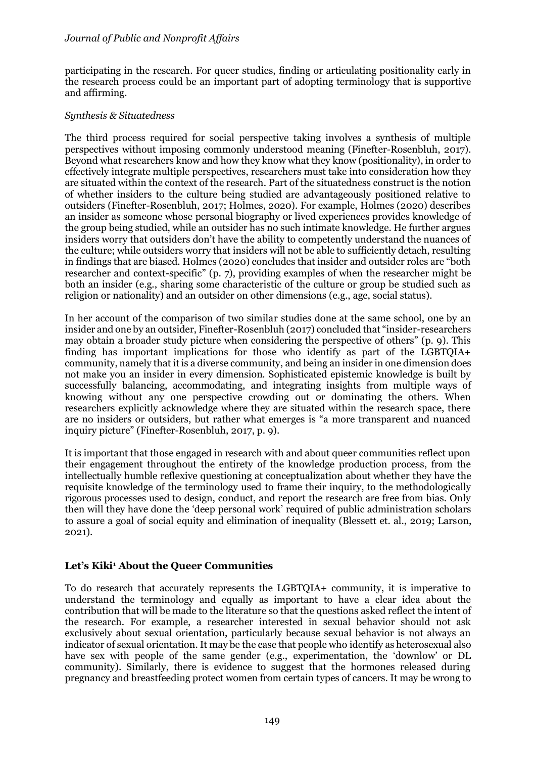participating in the research. For queer studies, finding or articulating positionality early in the research process could be an important part of adopting terminology that is supportive and affirming.

*Synthesis & Situatedness*

The third process required for social perspective taking involves a synthesis of multiple perspectives without imposing commonly understood meaning (Finefter-Rosenbluh, 2017). Beyond what researchers know and how they know what they know (positionality), in order to effectively integrate multiple perspectives, researchers must take into consideration how they are situated within the context of the research. Part of the situatedness construct is the notion of whether insiders to the culture being studied are advantageously positioned relative to outsiders (Finefter-Rosenbluh, 2017; Holmes, 2020). For example, Holmes (2020) describes an insider as someone whose personal biography or lived experiences provides knowledge of the group being studied, while an outsider has no such intimate knowledge. He further argues insiders worry that outsiders don't have the ability to competently understand the nuances of the culture; while outsiders worry that insiders will not be able to sufficiently detach, resulting in findings that are biased. Holmes (2020) concludes that insider and outsider roles are "both researcher and context-specific" (p. 7), providing examples of when the researcher might be both an insider (e.g., sharing some characteristic of the culture or group be studied such as religion or nationality) and an outsider on other dimensions (e.g., age, social status).

In her account of the comparison of two similar studies done at the same school, one by an insider and one by an outsider, Finefter-Rosenbluh (2017) concluded that "insider-researchers may obtain a broader study picture when considering the perspective of others" (p. 9). This finding has important implications for those who identify as part of the LGBTQIA+ community, namely that it is a diverse community, and being an insider in one dimension does not make you an insider in every dimension. Sophisticated epistemic knowledge is built by successfully balancing, accommodating, and integrating insights from multiple ways of knowing without any one perspective crowding out or dominating the others. When researchers explicitly acknowledge where they are situated within the research space, there are no insiders or outsiders, but rather what emerges is "a more transparent and nuanced inquiry picture" (Finefter-Rosenbluh, 2017, p. 9).

It is important that those engaged in research with and about queer communities reflect upon their engagement throughout the entirety of the knowledge production process, from the intellectually humble reflexive questioning at conceptualization about whether they have the requisite knowledge of the terminology used to frame their inquiry, to the methodologically rigorous processes used to design, conduct, and report the research are free from bias. Only then will they have done the 'deep personal work' required of public administration scholars to assure a goal of social equity and elimination of inequality (Blessett et. al., 2019; Larson, 2021).

## Let's Kiki[1] About the Queer Communities

To do research that accurately represents the LGBTQIA+ community, it is imperative to understand the terminology and equally as important to have a clear idea about the contribution that will be made to the literature so that the questions asked reflect the intent of the research. For example, a researcher interested in sexual behavior should not ask exclusively about sexual orientation, particularly because sexual behavior is not always an indicator of sexual orientation. It may be the case that people who identify as heterosexual also have sex with people of the same gender (e.g., experimentation, the 'downlow' or DL community). Similarly, there is evidence to suggest that the hormones released during pregnancy and breastfeeding protect women from certain types of cancers. It may be wrong to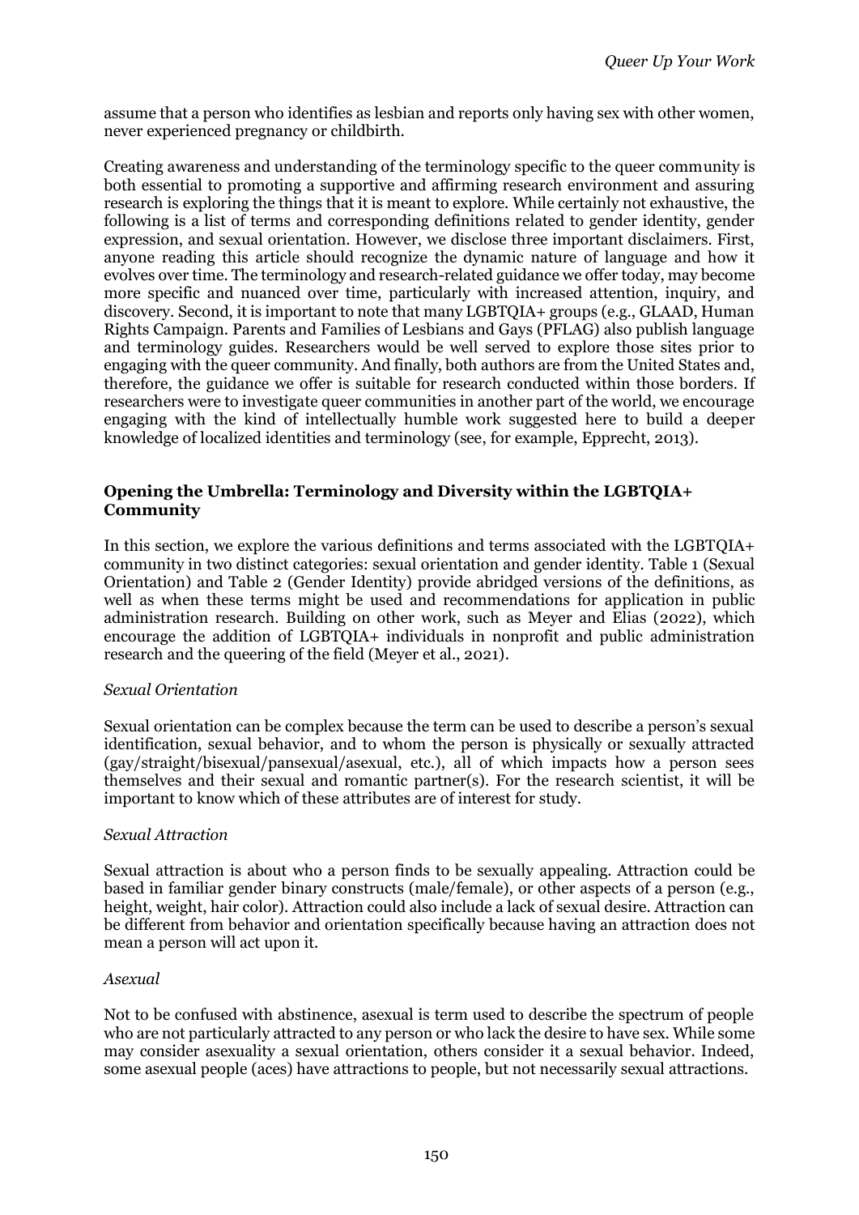assume that a person who identifies as lesbian and reports only having sex with other women, never experienced pregnancy or childbirth.

Creating awareness and understanding of the terminology specific to the queer community is both essential to promoting a supportive and affirming research environment and assuring research is exploring the things that it is meant to explore. While certainly not exhaustive, the following is a list of terms and corresponding definitions related to gender identity, gender expression, and sexual orientation. However, we disclose three important disclaimers. First, anyone reading this article should recognize the dynamic nature of language and how it evolves over time. The terminology and research-related guidance we offer today, may become more specific and nuanced over time, particularly with increased attention, inquiry, and discovery. Second, it is important to note that many LGBTQIA+ groups (e.g., GLAAD, Human Rights Campaign. Parents and Families of Lesbians and Gays (PFLAG) also publish language and terminology guides. Researchers would be well served to explore those sites prior to engaging with the queer community. And finally, both authors are from the United States and, therefore, the guidance we offer is suitable for research conducted within those borders. If researchers were to investigate queer communities in another part of the world, we encourage engaging with the kind of intellectually humble work suggested here to build a deeper knowledge of localized identities and terminology (see, for example, Epprecht, 2013).

## Opening the Umbrella: Terminology and Diversity within the LGBTQIA+ Community

In this section, we explore the various definitions and terms associated with the LGBTQIA+ community in two distinct categories: sexual orientation and gender identity. Table 1 (Sexual Orientation) and Table 2 (Gender Identity) provide abridged versions of the definitions, as well as when these terms might be used and recommendations for application in public administration research. Building on other work, such as Meyer and Elias (2022), which encourage the addition of LGBTQIA+ individuals in nonprofit and public administration research and the queering of the field (Meyer et al., 2021).

### *Sexual Orientation*

Sexual orientation can be complex because the term can be used to describe a person's sexual identification, sexual behavior, and to whom the person is physically or sexually attracted (gay/straight/bisexual/pansexual/asexual, etc.), all of which impacts how a person sees themselves and their sexual and romantic partner(s). For the research scientist, it will be important to know which of these attributes are of interest for study.

### *Sexual Attraction*

Sexual attraction is about who a person finds to be sexually appealing. Attraction could be based in familiar gender binary constructs (male/female), or other aspects of a person (e.g., height, weight, hair color). Attraction could also include a lack of sexual desire. Attraction can be different from behavior and orientation specifically because having an attraction does not mean a person will act upon it.

### *Asexual*

Not to be confused with abstinence, asexual is term used to describe the spectrum of people who are not particularly attracted to any person or who lack the desire to have sex. While some may consider asexuality a sexual orientation, others consider it a sexual behavior. Indeed, some asexual people (aces) have attractions to people, but not necessarily sexual attractions.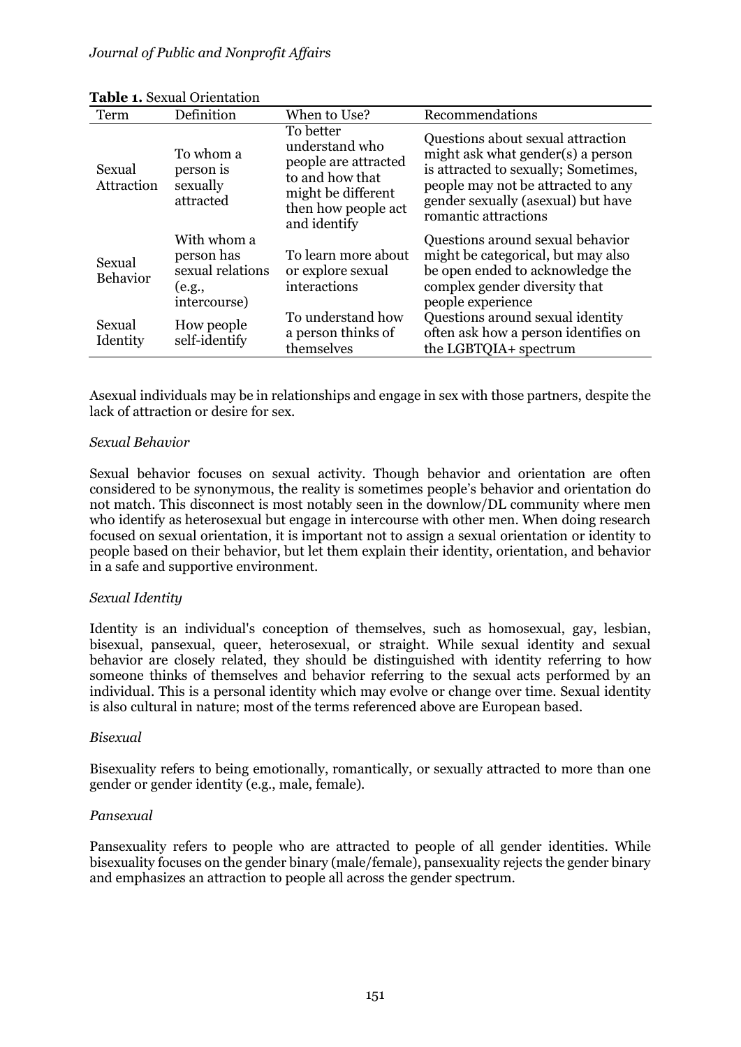**Table 1.** Sexual Orientation

| Term | Definition | When to Use? | Recommendations |
|---|---|---|---|
| Sexual Attraction | To whom a person is sexually attracted | To better understand who people are attracted to and how that might be different then how people act and identify | Questions about sexual attraction might ask what gender(s) a person is attracted to sexually; Sometimes, people may not be attracted to any gender sexually (asexual) but have romantic attractions |
| Sexual Behavior | With whom a person has sexual relations (e.g., intercourse) | To learn more about or explore sexual interactions | Questions around sexual behavior might be categorical, but may also be open ended to acknowledge the complex gender diversity that people experience |
| Sexual Identity | How people self-identify | To understand how a person thinks of themselves | Questions around sexual identity often ask how a person identifies on the LGBTQIA+ spectrum |

Asexual individuals may be in relationships and engage in sex with those partners, despite the lack of attraction or desire for sex.

*Sexual Behavior*

Sexual behavior focuses on sexual activity. Though behavior and orientation are often considered to be synonymous, the reality is sometimes people's behavior and orientation do not match. This disconnect is most notably seen in the downlow/DL community where men who identify as heterosexual but engage in intercourse with other men. When doing research focused on sexual orientation, it is important not to assign a sexual orientation or identity to people based on their behavior, but let them explain their identity, orientation, and behavior in a safe and supportive environment.

*Sexual Identity*

Identity is an individual's conception of themselves, such as homosexual, gay, lesbian, bisexual, pansexual, queer, heterosexual, or straight. While sexual identity and sexual behavior are closely related, they should be distinguished with identity referring to how someone thinks of themselves and behavior referring to the sexual acts performed by an individual. This is a personal identity which may evolve or change over time. Sexual identity is also cultural in nature; most of the terms referenced above are European based.

*Bisexual*

Bisexuality refers to being emotionally, romantically, or sexually attracted to more than one gender or gender identity (e.g., male, female).

*Pansexual*

Pansexuality refers to people who are attracted to people of all gender identities. While bisexuality focuses on the gender binary (male/female), pansexuality rejects the gender binary and emphasizes an attraction to people all across the gender spectrum.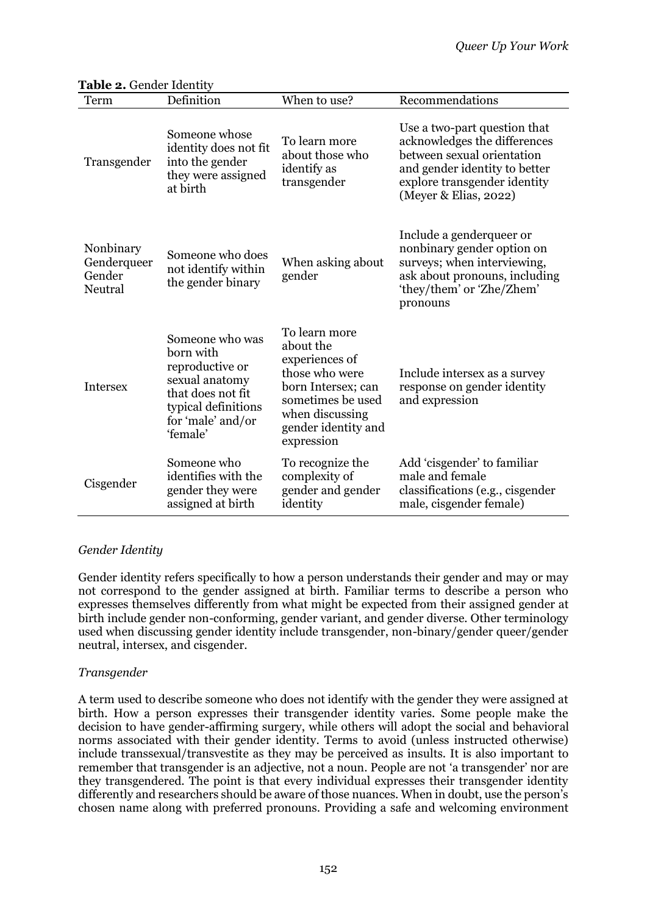**Table 2.** Gender Identity

| Term | Definition | When to use? | Recommendations |
|---|---|---|---|
| Transgender | Someone whose identity does not fit into the gender they were assigned at birth | To learn more about those who identify as transgender | Use a two-part question that acknowledges the differences between sexual orientation and gender identity to better explore transgender identity (Meyer & Elias, 2022) |
| Nonbinary Genderqueer Gender Neutral | Someone who does not identify within the gender binary | When asking about gender | Include a genderqueer or nonbinary gender option on surveys; when interviewing, ask about pronouns, including 'they/them' or 'Zhe/Zhem' pronouns |
| Intersex | Someone who was born with reproductive or sexual anatomy that does not fit typical definitions for 'male' and/or 'female' | To learn more about the experiences of those who were born Intersex; can sometimes be used when discussing gender identity and expression | Include intersex as a survey response on gender identity and expression |
| Cisgender | Someone who identifies with the gender they were assigned at birth | To recognize the complexity of gender and gender identity | Add 'cisgender' to familiar male and female classifications (e.g., cisgender male, cisgender female) |

*Gender Identity*

Gender identity refers specifically to how a person understands their gender and may or may not correspond to the gender assigned at birth. Familiar terms to describe a person who expresses themselves differently from what might be expected from their assigned gender at birth include gender non-conforming, gender variant, and gender diverse. Other terminology used when discussing gender identity include transgender, non-binary/gender queer/gender neutral, intersex, and cisgender.

*Transgender*

A term used to describe someone who does not identify with the gender they were assigned at birth. How a person expresses their transgender identity varies. Some people make the decision to have gender-affirming surgery, while others will adopt the social and behavioral norms associated with their gender identity. Terms to avoid (unless instructed otherwise) include transsexual/transvestite as they may be perceived as insults. It is also important to remember that transgender is an adjective, not a noun. People are not 'a transgender' nor are they transgendered. The point is that every individual expresses their transgender identity differently and researchers should be aware of those nuances. When in doubt, use the person's chosen name along with preferred pronouns. Providing a safe and welcoming environment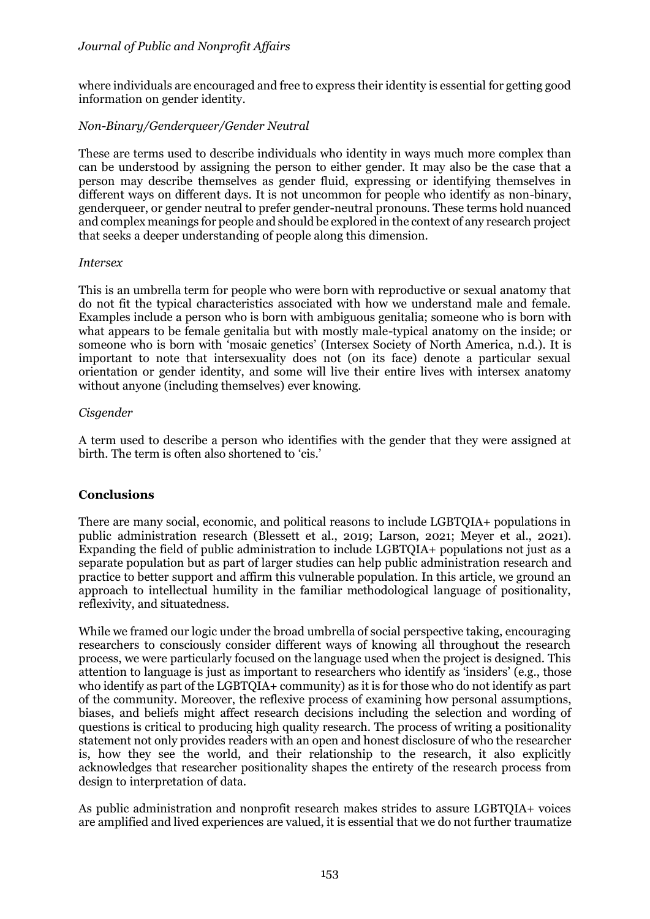where individuals are encouraged and free to express their identity is essential for getting good information on gender identity.

*Non-Binary/Genderqueer/Gender Neutral*

These are terms used to describe individuals who identity in ways much more complex than can be understood by assigning the person to either gender. It may also be the case that a person may describe themselves as gender fluid, expressing or identifying themselves in different ways on different days. It is not uncommon for people who identify as non-binary, genderqueer, or gender neutral to prefer gender-neutral pronouns. These terms hold nuanced and complex meanings for people and should be explored in the context of any research project that seeks a deeper understanding of people along this dimension.

*Intersex*

This is an umbrella term for people who were born with reproductive or sexual anatomy that do not fit the typical characteristics associated with how we understand male and female. Examples include a person who is born with ambiguous genitalia; someone who is born with what appears to be female genitalia but with mostly male-typical anatomy on the inside; or someone who is born with 'mosaic genetics' (Intersex Society of North America, n.d.). It is important to note that intersexuality does not (on its face) denote a particular sexual orientation or gender identity, and some will live their entire lives with intersex anatomy without anyone (including themselves) ever knowing.

*Cisgender*

A term used to describe a person who identifies with the gender that they were assigned at birth. The term is often also shortened to 'cis.'

## Conclusions

There are many social, economic, and political reasons to include LGBTQIA+ populations in public administration research (Blessett et al., 2019; Larson, 2021; Meyer et al., 2021). Expanding the field of public administration to include LGBTQIA+ populations not just as a separate population but as part of larger studies can help public administration research and practice to better support and affirm this vulnerable population. In this article, we ground an approach to intellectual humility in the familiar methodological language of positionality, reflexivity, and situatedness.

While we framed our logic under the broad umbrella of social perspective taking, encouraging researchers to consciously consider different ways of knowing all throughout the research process, we were particularly focused on the language used when the project is designed. This attention to language is just as important to researchers who identify as 'insiders' (e.g., those who identify as part of the LGBTQIA+ community) as it is for those who do not identify as part of the community. Moreover, the reflexive process of examining how personal assumptions, biases, and beliefs might affect research decisions including the selection and wording of questions is critical to producing high quality research. The process of writing a positionality statement not only provides readers with an open and honest disclosure of who the researcher is, how they see the world, and their relationship to the research, it also explicitly acknowledges that researcher positionality shapes the entirety of the research process from design to interpretation of data.

As public administration and nonprofit research makes strides to assure LGBTQIA+ voices are amplified and lived experiences are valued, it is essential that we do not further traumatize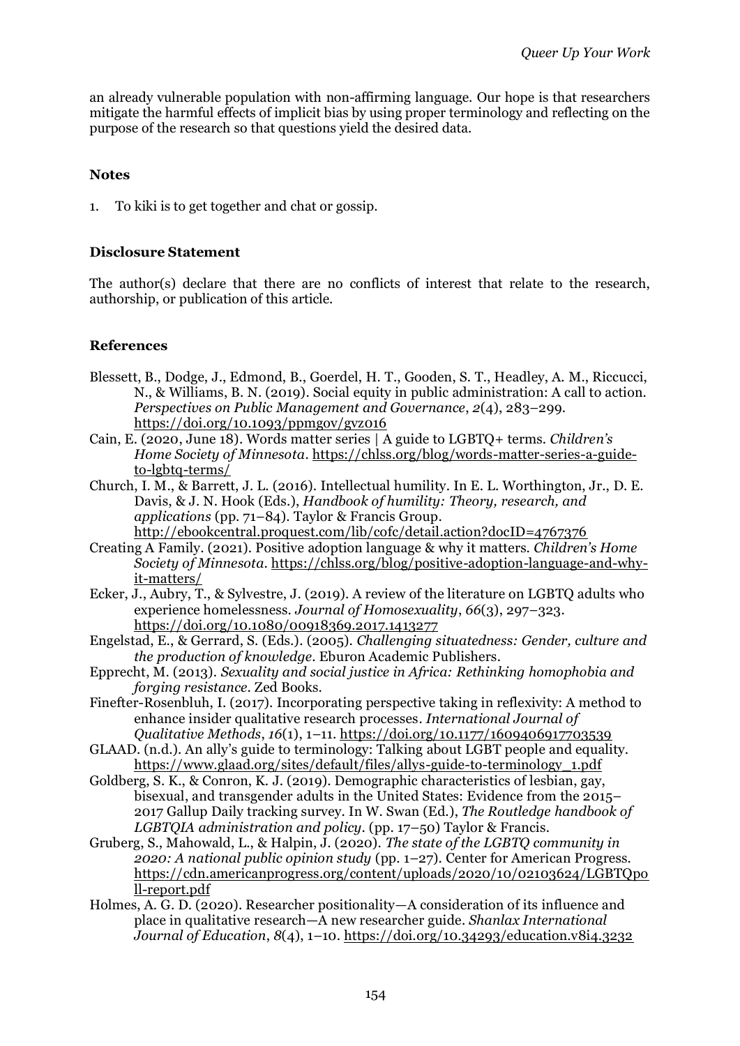an already vulnerable population with non-affirming language. Our hope is that researchers mitigate the harmful effects of implicit bias by using proper terminology and reflecting on the purpose of the research so that questions yield the desired data.

### Notes

1. To kiki is to get together and chat or gossip.

### Disclosure Statement

The author(s) declare that there are no conflicts of interest that relate to the research, authorship, or publication of this article.

### References

Blessett, B., Dodge, J., Edmond, B., Goerdel, H. T., Gooden, S. T., Headley, A. M., Riccucci, N., & Williams, B. N. (2019). Social equity in public administration: A call to action. *Perspectives on Public Management and Governance*, *2*(4), 283–299. https://doi.org/10.1093/ppmgov/gvz016

Cain, E. (2020, June 18). Words matter series | A guide to LGBTQ+ terms. *Children's Home Society of Minnesota*. https://chlss.org/blog/words-matter-series-a-guide-to-lgbtq-terms/

Church, I. M., & Barrett, J. L. (2016). Intellectual humility. In E. L. Worthington, Jr., D. E. Davis, & J. N. Hook (Eds.), *Handbook of humility: Theory, research, and applications* (pp. 71–84). Taylor & Francis Group. http://ebookcentral.proquest.com/lib/cofc/detail.action?docID=4767376

Creating A Family. (2021). Positive adoption language & why it matters. *Children's Home Society of Minnesota*. https://chlss.org/blog/positive-adoption-language-and-why-it-matters/

Ecker, J., Aubry, T., & Sylvestre, J. (2019). A review of the literature on LGBTQ adults who experience homelessness. *Journal of Homosexuality*, *66*(3), 297–323. https://doi.org/10.1080/00918369.2017.1413277

Engelstad, E., & Gerrard, S. (Eds.). (2005). *Challenging situatedness: Gender, culture and the production of knowledge*. Eburon Academic Publishers.

Epprecht, M. (2013). *Sexuality and social justice in Africa: Rethinking homophobia and forging resistance*. Zed Books.

Finefter-Rosenbluh, I. (2017). Incorporating perspective taking in reflexivity: A method to enhance insider qualitative research processes. *International Journal of Qualitative Methods*, *16*(1), 1–11. https://doi.org/10.1177/1609406917703539

GLAAD. (n.d.). An ally's guide to terminology: Talking about LGBT people and equality. https://www.glaad.org/sites/default/files/allys-guide-to-terminology_1.pdf

Goldberg, S. K., & Conron, K. J. (2019). Demographic characteristics of lesbian, gay, bisexual, and transgender adults in the United States: Evidence from the 2015–2017 Gallup Daily tracking survey. In W. Swan (Ed.), *The Routledge handbook of LGBTQIA administration and policy*. (pp. 17–50) Taylor & Francis.

Gruberg, S., Mahowald, L., & Halpin, J. (2020). *The state of the LGBTQ community in 2020: A national public opinion study* (pp. 1–27). Center for American Progress. https://cdn.americanprogress.org/content/uploads/2020/10/02103624/LGBTQpoll-report.pdf

Holmes, A. G. D. (2020). Researcher positionality—A consideration of its influence and place in qualitative research—A new researcher guide. *Shanlax International Journal of Education*, *8*(4), 1–10. https://doi.org/10.34293/education.v8i4.3232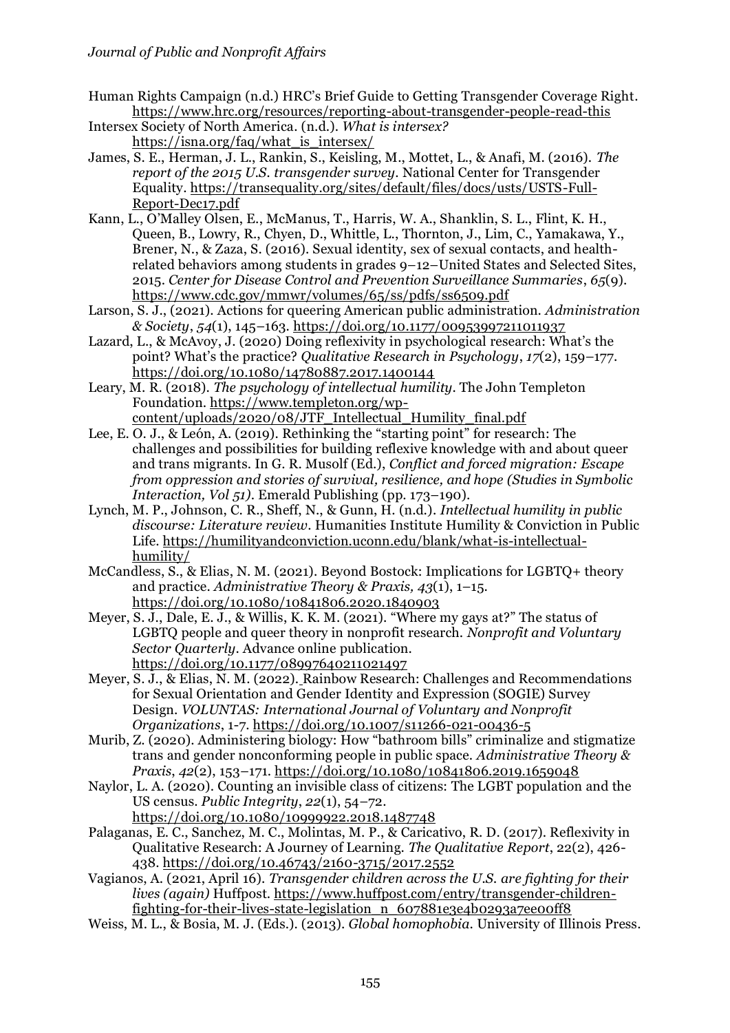Human Rights Campaign (n.d.) HRC's Brief Guide to Getting Transgender Coverage Right. https://www.hrc.org/resources/reporting-about-transgender-people-read-this

Intersex Society of North America. (n.d.). *What is intersex?* https://isna.org/faq/what_is_intersex/

James, S. E., Herman, J. L., Rankin, S., Keisling, M., Mottet, L., & Anafi, M. (2016). *The report of the 2015 U.S. transgender survey*. National Center for Transgender Equality. https://transequality.org/sites/default/files/docs/usts/USTS-Full-Report-Dec17.pdf

Kann, L., O'Malley Olsen, E., McManus, T., Harris, W. A., Shanklin, S. L., Flint, K. H., Queen, B., Lowry, R., Chyen, D., Whittle, L., Thornton, J., Lim, C., Yamakawa, Y., Brener, N., & Zaza, S. (2016). Sexual identity, sex of sexual contacts, and health-related behaviors among students in grades 9–12–United States and Selected Sites, 2015. *Center for Disease Control and Prevention Surveillance Summaries*, *65*(9). https://www.cdc.gov/mmwr/volumes/65/ss/pdfs/ss6509.pdf

Larson, S. J., (2021). Actions for queering American public administration. *Administration & Society*, *54*(1), 145–163. https://doi.org/10.1177/00953997211011937

Lazard, L., & McAvoy, J. (2020) Doing reflexivity in psychological research: What's the point? What's the practice? *Qualitative Research in Psychology*, *17*(2), 159–177. https://doi.org/10.1080/14780887.2017.1400144

Leary, M. R. (2018). *The psychology of intellectual humility*. The John Templeton Foundation. https://www.templeton.org/wp-content/uploads/2020/08/JTF_Intellectual_Humility_final.pdf

Lee, E. O. J., & León, A. (2019). Rethinking the "starting point" for research: The challenges and possibilities for building reflexive knowledge with and about queer and trans migrants. In G. R. Musolf (Ed.), *Conflict and forced migration: Escape from oppression and stories of survival, resilience, and hope (Studies in Symbolic Interaction, Vol 51)*. Emerald Publishing (pp. 173–190).

Lynch, M. P., Johnson, C. R., Sheff, N., & Gunn, H. (n.d.). *Intellectual humility in public discourse: Literature review*. Humanities Institute Humility & Conviction in Public Life. https://humilityandconviction.uconn.edu/blank/what-is-intellectual-humility/

McCandless, S., & Elias, N. M. (2021). Beyond Bostock: Implications for LGBTQ+ theory and practice. *Administrative Theory & Praxis, 43*(1), 1–15. https://doi.org/10.1080/10841806.2020.1840903

Meyer, S. J., Dale, E. J., & Willis, K. K. M. (2021). "Where my gays at?" The status of LGBTQ people and queer theory in nonprofit research. *Nonprofit and Voluntary Sector Quarterly*. Advance online publication. https://doi.org/10.1177/08997640211021497

Meyer, S. J., & Elias, N. M. (2022). Rainbow Research: Challenges and Recommendations for Sexual Orientation and Gender Identity and Expression (SOGIE) Survey Design. *VOLUNTAS: International Journal of Voluntary and Nonprofit Organizations*, 1-7. https://doi.org/10.1007/s11266-021-00436-5

Murib, Z. (2020). Administering biology: How "bathroom bills" criminalize and stigmatize trans and gender nonconforming people in public space. *Administrative Theory & Praxis*, *42*(2), 153–171. https://doi.org/10.1080/10841806.2019.1659048

Naylor, L. A. (2020). Counting an invisible class of citizens: The LGBT population and the US census. *Public Integrity*, *22*(1), 54–72. https://doi.org/10.1080/10999922.2018.1487748

Palaganas, E. C., Sanchez, M. C., Molintas, M. P., & Caricativo, R. D. (2017). Reflexivity in Qualitative Research: A Journey of Learning. *The Qualitative Report*, 22(2), 426-438. https://doi.org/10.46743/2160-3715/2017.2552

Vagianos, A. (2021, April 16). *Transgender children across the U.S. are fighting for their lives (again)* Huffpost. https://www.huffpost.com/entry/transgender-children-fighting-for-their-lives-state-legislation_n_607881e3e4b0293a7ee00ff8

Weiss, M. L., & Bosia, M. J. (Eds.). (2013). *Global homophobia*. University of Illinois Press.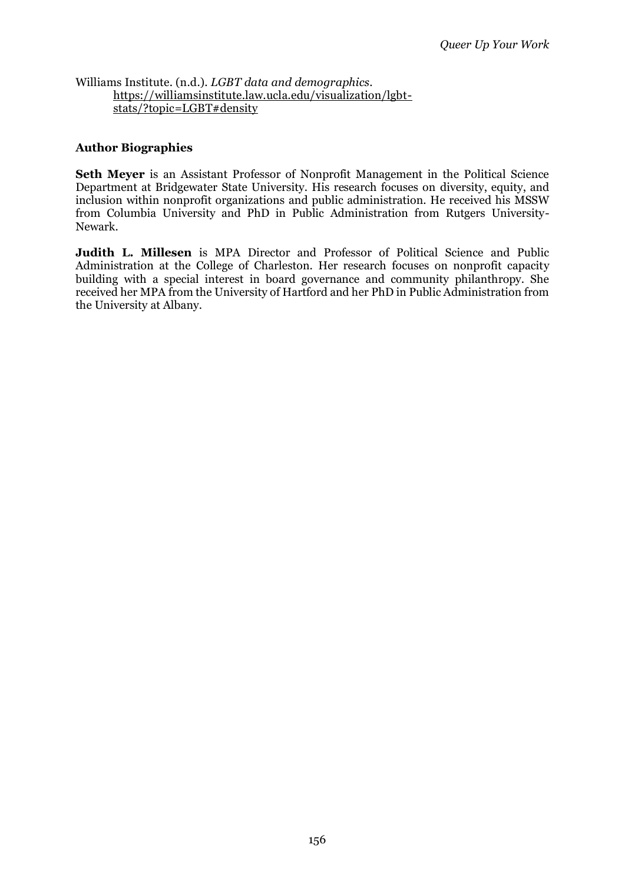Williams Institute. (n.d.). *LGBT data and demographics*. https://williamsinstitute.law.ucla.edu/visualization/lgbt-stats/?topic=LGBT#density

## Author Biographies

**Seth Meyer** is an Assistant Professor of Nonprofit Management in the Political Science Department at Bridgewater State University. His research focuses on diversity, equity, and inclusion within nonprofit organizations and public administration. He received his MSSW from Columbia University and PhD in Public Administration from Rutgers University-Newark.

**Judith L. Millesen** is MPA Director and Professor of Political Science and Public Administration at the College of Charleston. Her research focuses on nonprofit capacity building with a special interest in board governance and community philanthropy. She received her MPA from the University of Hartford and her PhD in Public Administration from the University at Albany.